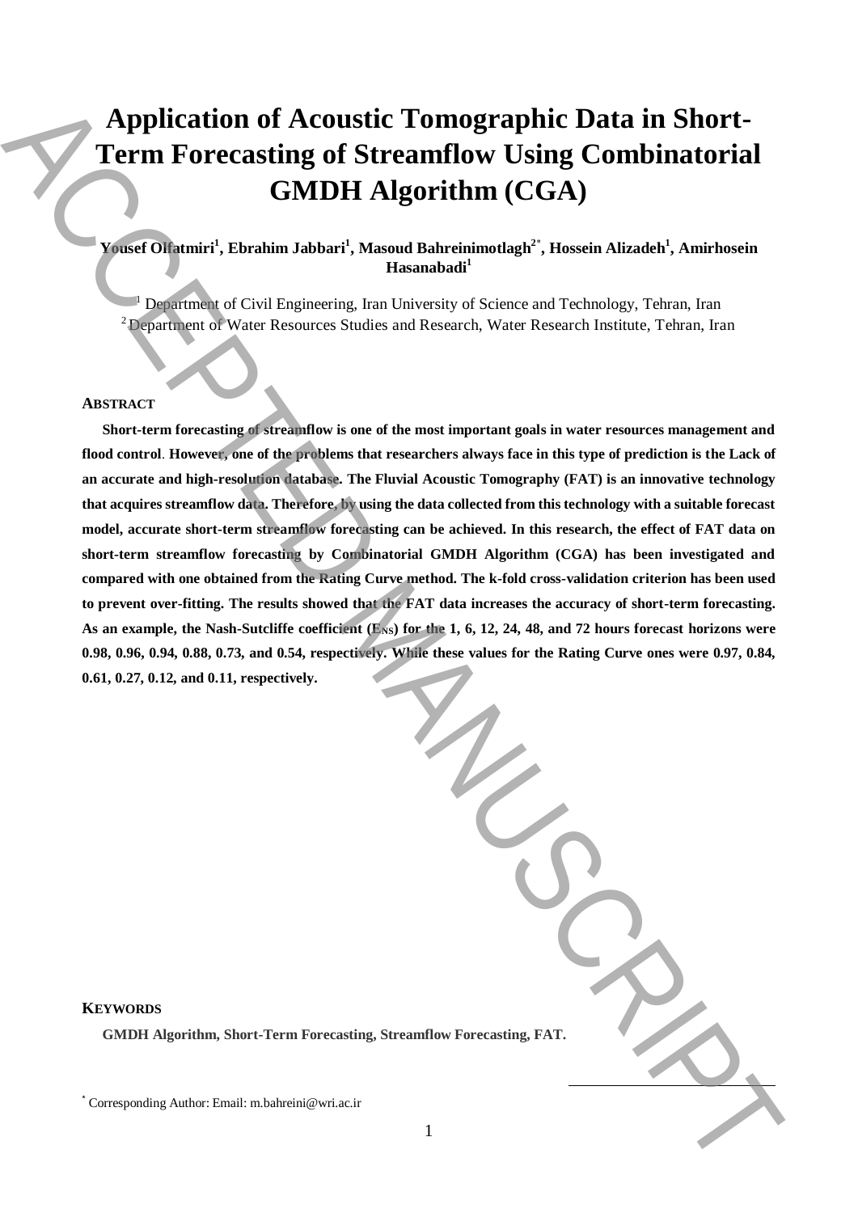# Application of Acoustic Tomographic Data in Short-Term Forecasting of Streamflow Using Combinatorial GMDH Algorithm (CGA)

**Yousef Olfatmiri[1], Ebrahim Jabbari[1], Masoud Bahreinimotlagh[2*], Hossein Alizadeh[1], Amirhosein Hasanabadi[1]**

[1] Department of Civil Engineering, Iran University of Science and Technology, Tehran, Iran
[2] Department of Water Resources Studies and Research, Water Research Institute, Tehran, Iran

## ABSTRACT

**Short-term forecasting of streamflow is one of the most important goals in water resources management and flood control. However, one of the problems that researchers always face in this type of prediction is the Lack of an accurate and high-resolution database. The Fluvial Acoustic Tomography (FAT) is an innovative technology that acquires streamflow data. Therefore, by using the data collected from this technology with a suitable forecast model, accurate short-term streamflow forecasting can be achieved. In this research, the effect of FAT data on short-term streamflow forecasting by Combinatorial GMDH Algorithm (CGA) has been investigated and compared with one obtained from the Rating Curve method. The k-fold cross-validation criterion has been used to prevent over-fitting. The results showed that the FAT data increases the accuracy of short-term forecasting. As an example, the Nash-Sutcliffe coefficient ($E_{NS}$) for the 1, 6, 12, 24, 48, and 72 hours forecast horizons were 0.98, 0.96, 0.94, 0.88, 0.73, and 0.54, respectively. While these values for the Rating Curve ones were 0.97, 0.84, 0.61, 0.27, 0.12, and 0.11, respectively.**

## KEYWORDS

**GMDH Algorithm, Short-Term Forecasting, Streamflow Forecasting, FAT.**

[*] Corresponding Author: Email: m.bahreini@wri.ac.ir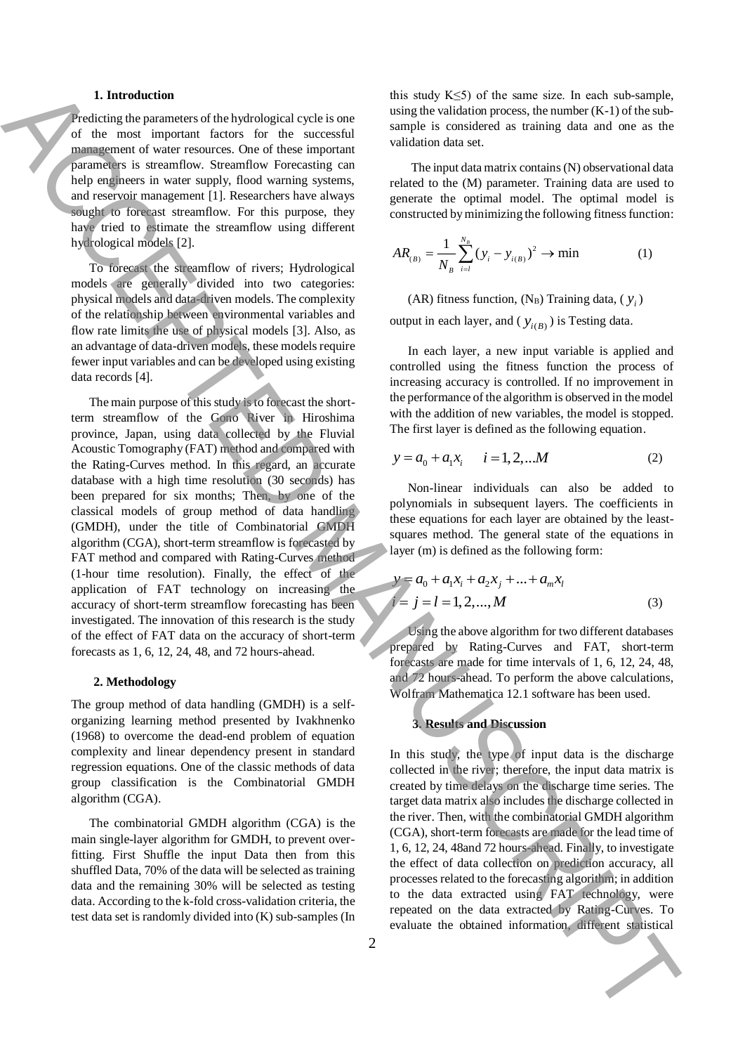## 1. Introduction

Predicting the parameters of the hydrological cycle is one of the most important factors for the successful management of water resources. One of these important parameters is streamflow. Streamflow Forecasting can help engineers in water supply, flood warning systems, and reservoir management [1]. Researchers have always sought to forecast streamflow. For this purpose, they have tried to estimate the streamflow using different hydrological models [2].

To forecast the streamflow of rivers; Hydrological models are generally divided into two categories: physical models and data-driven models. The complexity of the relationship between environmental variables and flow rate limits the use of physical models [3]. Also, as an advantage of data-driven models, these models require fewer input variables and can be developed using existing data records [4].

The main purpose of this study is to forecast the short-term streamflow of the Gono River in Hiroshima province, Japan, using data collected by the Fluvial Acoustic Tomography (FAT) method and compared with the Rating-Curves method. In this regard, an accurate database with a high time resolution (30 seconds) has been prepared for six months; Then, by one of the classical models of group method of data handling (GMDH), under the title of Combinatorial GMDH algorithm (CGA), short-term streamflow is forecasted by FAT method and compared with Rating-Curves method (1-hour time resolution). Finally, the effect of the application of FAT technology on increasing the accuracy of short-term streamflow forecasting has been investigated. The innovation of this research is the study of the effect of FAT data on the accuracy of short-term forecasts as 1, 6, 12, 24, 48, and 72 hours-ahead.

## 2. Methodology

The group method of data handling (GMDH) is a self-organizing learning method presented by Ivakhnenko (1968) to overcome the dead-end problem of equation complexity and linear dependency present in standard regression equations. One of the classic methods of data group classification is the Combinatorial GMDH algorithm (CGA).

The combinatorial GMDH algorithm (CGA) is the main single-layer algorithm for GMDH, to prevent over-fitting. First Shuffle the input Data then from this shuffled Data, 70% of the data will be selected as training data and the remaining 30% will be selected as testing data. According to the k-fold cross-validation criteria, the test data set is randomly divided into (K) sub-samples (In this study K≤5) of the same size. In each sub-sample, using the validation process, the number (K-1) of the sub-sample is considered as training data and one as the validation data set.

The input data matrix contains (N) observational data related to the (M) parameter. Training data are used to generate the optimal model. The optimal model is constructed by minimizing the following fitness function:

$$AR_{(B)} = \frac{1}{N_B}\sum_{i=l}^{N_B}(y_i - y_{i(B)})^2 \to \min \tag{1}$$

(AR) fitness function, ($N_B$) Training data, ( $y_i$ ) output in each layer, and ( $y_{i(B)}$ ) is Testing data.

In each layer, a new input variable is applied and controlled using the fitness function the process of increasing accuracy is controlled. If no improvement in the performance of the algorithm is observed in the model with the addition of new variables, the model is stopped. The first layer is defined as the following equation.

$$y = a_0 + a_1 x_i \quad\quad i = 1, 2, ...M \tag{2}$$

Non-linear individuals can also be added to polynomials in subsequent layers. The coefficients in these equations for each layer are obtained by the least-squares method. The general state of the equations in layer (m) is defined as the following form:

$$y = a_0 + a_1 x_i + a_2 x_j + ... + a_m x_l$$
$$i = j = l = 1, 2, ..., M \tag{3}$$

Using the above algorithm for two different databases prepared by Rating-Curves and FAT, short-term forecasts are made for time intervals of 1, 6, 12, 24, 48, and 72 hours-ahead. To perform the above calculations, Wolfram Mathematica 12.1 software has been used.

## 3. Results and Discussion

In this study, the type of input data is the discharge collected in the river; therefore, the input data matrix is created by time delays on the discharge time series. The target data matrix also includes the discharge collected in the river. Then, with the combinatorial GMDH algorithm (CGA), short-term forecasts are made for the lead time of 1, 6, 12, 24, 48and 72 hours-ahead. Finally, to investigate the effect of data collection on prediction accuracy, all processes related to the forecasting algorithm; in addition to the data extracted using FAT technology, were repeated on the data extracted by Rating-Curves. To evaluate the obtained information, different statistical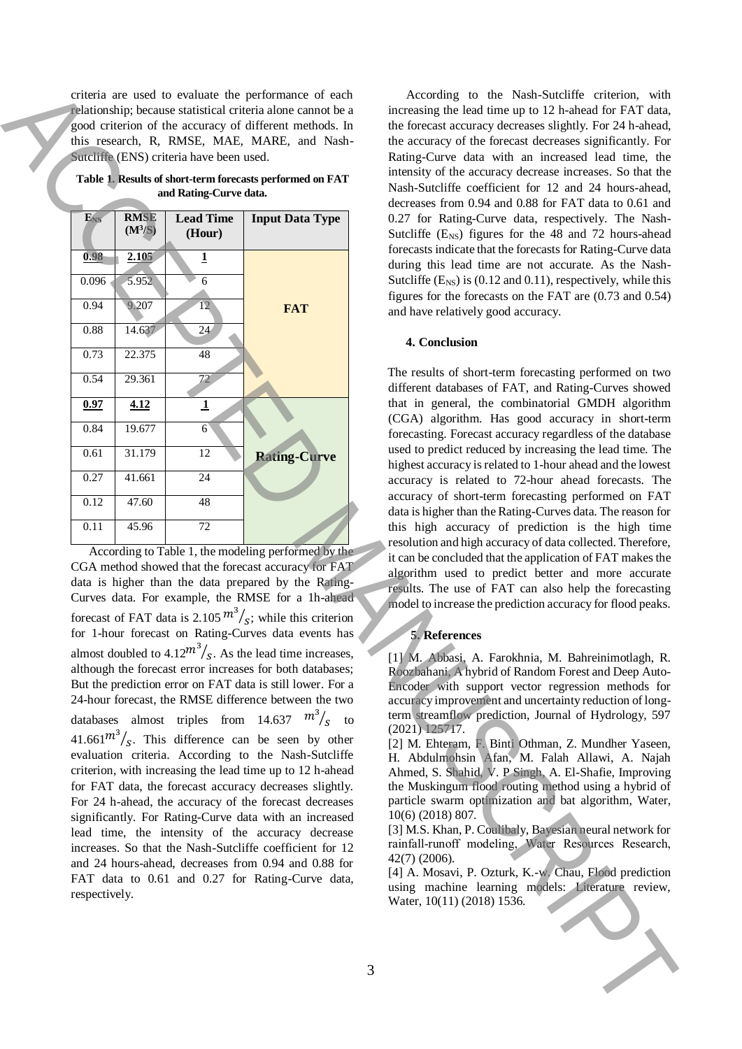criteria are used to evaluate the performance of each relationship; because statistical criteria alone cannot be a good criterion of the accuracy of different methods. In this research, R, RMSE, MAE, MARE, and Nash-Sutcliffe (ENS) criteria have been used.

**Table 1. Results of short-term forecasts performed on FAT and Rating-Curve data.**

| $E_{NS}$ | RMSE ($M^3/S$) | Lead Time (Hour) | Input Data Type |
|---|---|---|---|
| **0.98** | **2.105** | **1** | FAT |
| 0.096 | 5.952 | 6 | |
| 0.94 | 9.207 | 12 | |
| 0.88 | 14.637 | 24 | |
| 0.73 | 22.375 | 48 | |
| 0.54 | 29.361 | 72 | |
| **0.97** | **4.12** | **1** | Rating-Curve |
| 0.84 | 19.677 | 6 | |
| 0.61 | 31.179 | 12 | |
| 0.27 | 41.661 | 24 | |
| 0.12 | 47.60 | 48 | |
| 0.11 | 45.96 | 72 | |

According to Table 1, the modeling performed by the CGA method showed that the forecast accuracy for FAT data is higher than the data prepared by the Rating-Curves data. For example, the RMSE for a 1h-ahead forecast of FAT data is 2.105 $m^3/s$; while this criterion for 1-hour forecast on Rating-Curves data events has almost doubled to 4.12$m^3/s$. As the lead time increases, although the forecast error increases for both databases; But the prediction error on FAT data is still lower. For a 24-hour forecast, the RMSE difference between the two databases almost triples from 14.637 $m^3/s$ to 41.661$m^3/s$. This difference can be seen by other evaluation criteria. According to the Nash-Sutcliffe criterion, with increasing the lead time up to 12 h-ahead for FAT data, the forecast accuracy decreases slightly. For 24 h-ahead, the accuracy of the forecast decreases significantly. For Rating-Curve data with an increased lead time, the intensity of the accuracy decrease increases. So that the Nash-Sutcliffe coefficient for 12 and 24 hours-ahead, decreases from 0.94 and 0.88 for FAT data to 0.61 and 0.27 for Rating-Curve data, respectively.

According to the Nash-Sutcliffe criterion, with increasing the lead time up to 12 h-ahead for FAT data, the forecast accuracy decreases slightly. For 24 h-ahead, the accuracy of the forecast decreases significantly. For Rating-Curve data with an increased lead time, the intensity of the accuracy decrease increases. So that the Nash-Sutcliffe coefficient for 12 and 24 hours-ahead, decreases from 0.94 and 0.88 for FAT data to 0.61 and 0.27 for Rating-Curve data, respectively. The Nash-Sutcliffe ($E_{NS}$) figures for the 48 and 72 hours-ahead forecasts indicate that the forecasts for Rating-Curve data during this lead time are not accurate. As the Nash-Sutcliffe ($E_{NS}$) is (0.12 and 0.11), respectively, while this figures for the forecasts on the FAT are (0.73 and 0.54) and have relatively good accuracy.

#### 4. Conclusion

The results of short-term forecasting performed on two different databases of FAT, and Rating-Curves showed that in general, the combinatorial GMDH algorithm (CGA) algorithm. Has good accuracy in short-term forecasting. Forecast accuracy regardless of the database used to predict reduced by increasing the lead time. The highest accuracy is related to 1-hour ahead and the lowest accuracy is related to 72-hour ahead forecasts. The accuracy of short-term forecasting performed on FAT data is higher than the Rating-Curves data. The reason for this high accuracy of prediction is the high time resolution and high accuracy of data collected. Therefore, it can be concluded that the application of FAT makes the algorithm used to predict better and more accurate results. The use of FAT can also help the forecasting model to increase the prediction accuracy for flood peaks.

#### 5. References

[1] M. Abbasi, A. Farokhnia, M. Bahreinimotlagh, R. Roozbahani, A hybrid of Random Forest and Deep Auto-Encoder with support vector regression methods for accuracy improvement and uncertainty reduction of long-term streamflow prediction, Journal of Hydrology, 597 (2021) 125717.

[2] M. Ehteram, F. Binti Othman, Z. Mundher Yaseen, H. Abdulmohsin Afan, M. Falah Allawi, A. Najah Ahmed, S. Shahid, V. P Singh, A. El-Shafie, Improving the Muskingum flood routing method using a hybrid of particle swarm optimization and bat algorithm, Water, 10(6) (2018) 807.

[3] M.S. Khan, P. Coulibaly, Bayesian neural network for rainfall-runoff modeling, Water Resources Research, 42(7) (2006).

[4] A. Mosavi, P. Ozturk, K.-w. Chau, Flood prediction using machine learning models: Literature review, Water, 10(11) (2018) 1536.